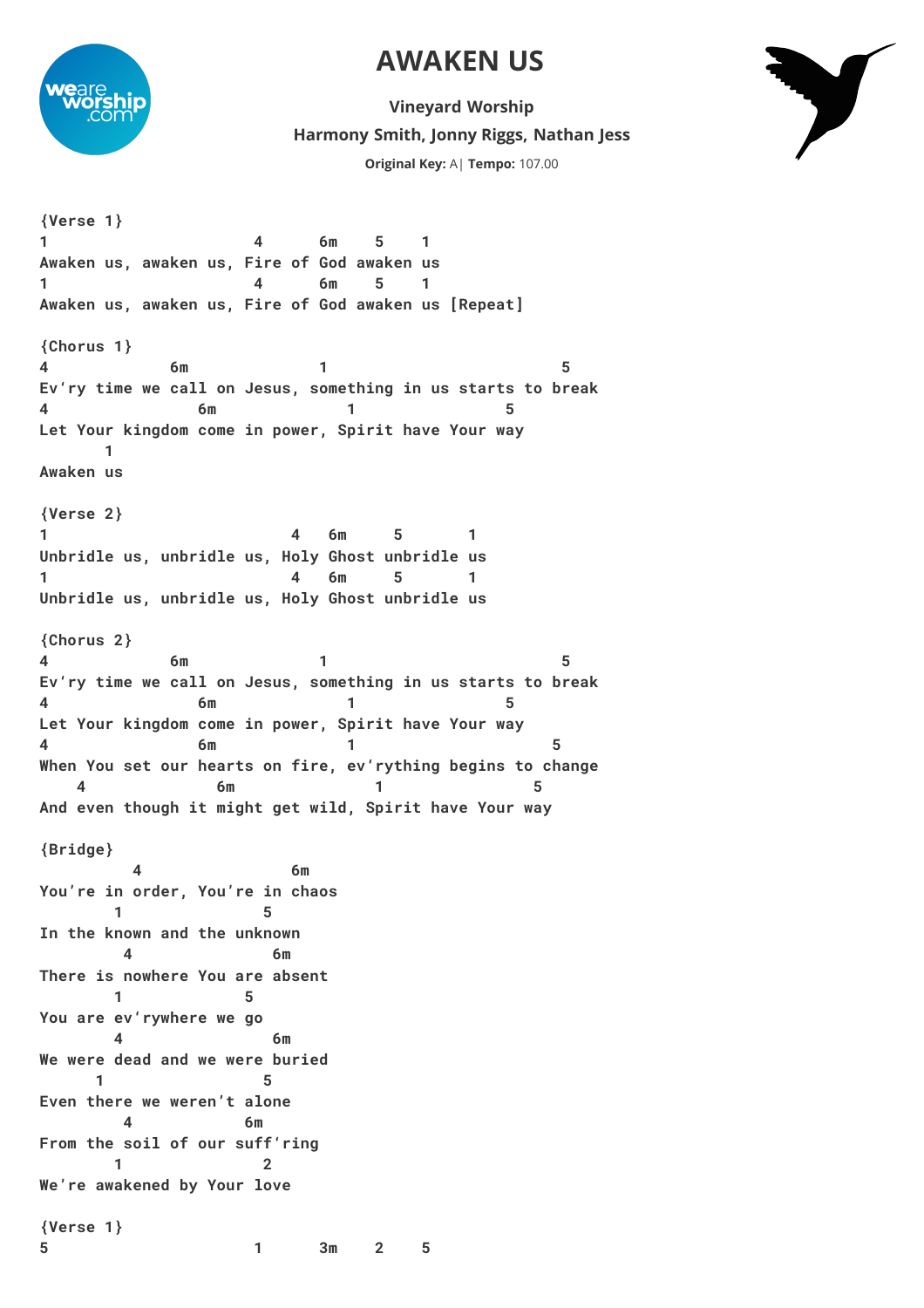# AWAKEN US

**Vineyard Worship**

**Harmony Smith, Jonny Riggs, Nathan Jess**

**Original Key:** A | **Tempo:** 107.00

```
{Verse 1}
1                      4      6m    5    1
Awaken us, awaken us, Fire of God awaken us
1                      4      6m    5    1
Awaken us, awaken us, Fire of God awaken us [Repeat]

{Chorus 1}
4             6m              1                         5
Ev'ry time we call on Jesus, something in us starts to break
4                6m              1                5
Let Your kingdom come in power, Spirit have Your way
       1
Awaken us

{Verse 2}
1                          4   6m     5       1
Unbridle us, unbridle us, Holy Ghost unbridle us
1                          4   6m     5       1
Unbridle us, unbridle us, Holy Ghost unbridle us

{Chorus 2}
4             6m              1                         5
Ev'ry time we call on Jesus, something in us starts to break
4                6m              1                5
Let Your kingdom come in power, Spirit have Your way
4                6m              1                        5
When You set our hearts on fire, ev'rything begins to change
    4              6m               1                5
And even though it might get wild, Spirit have Your way

{Bridge}
          4                6m
You're in order, You're in chaos
        1              5
In the known and the unknown
         4              6m
There is nowhere You are absent
        1             5
You are ev'rywhere we go
        4                6m
We were dead and we were buried
      1               5
Even there we weren't alone
         4           6m
From the soil of our suff'ring
        1              2
We're awakened by Your love

{Verse 1}
5                      1      3m    2    5
```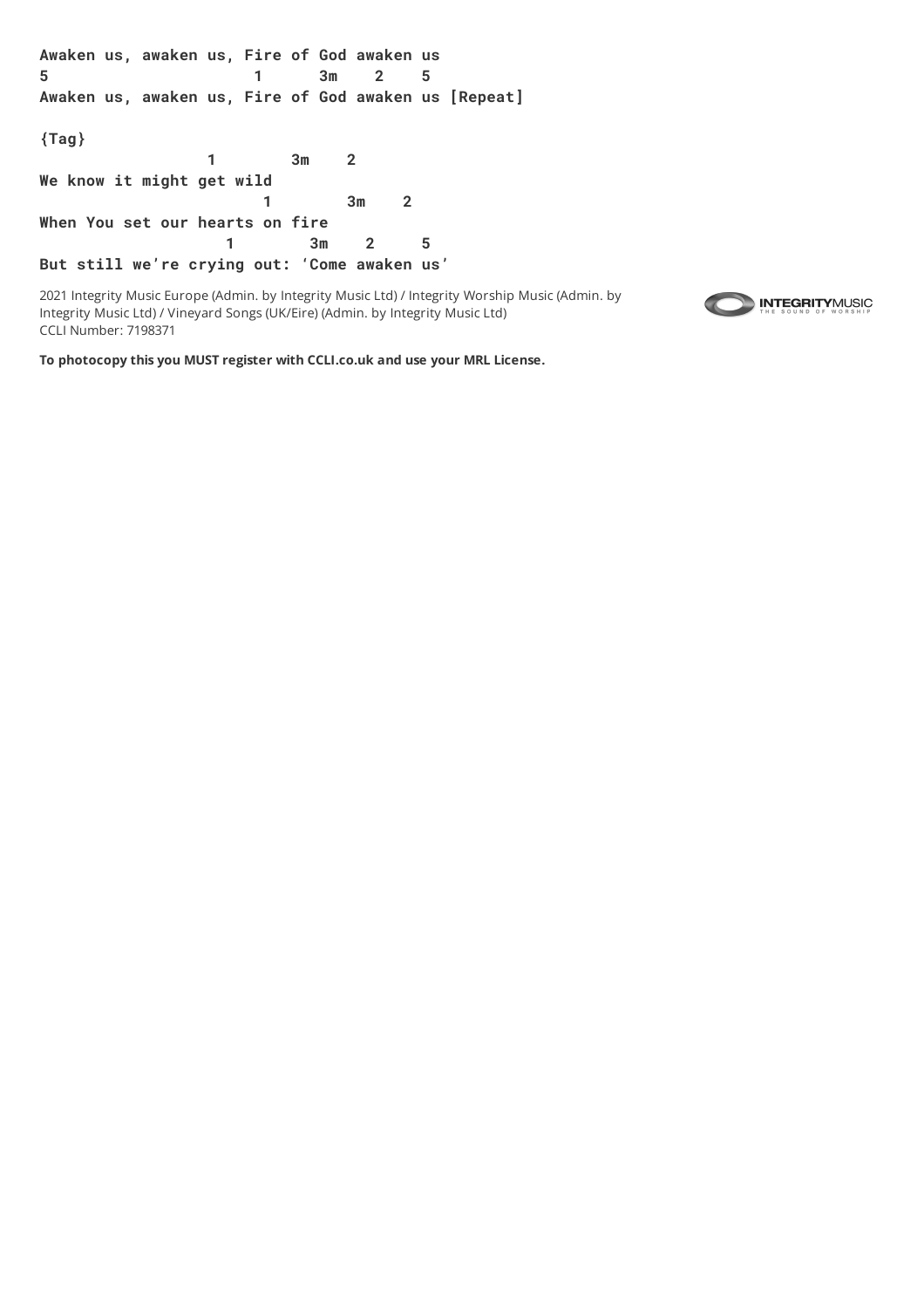```
Awaken us, awaken us, Fire of God awaken us
5                      1      3m    2    5
Awaken us, awaken us, Fire of God awaken us [Repeat]

{Tag}
                  1        3m    2
We know it might get wild
                        1        3m    2
When You set our hearts on fire
                    1        3m    2     5
But still we're crying out: 'Come awaken us'
```

2021 Integrity Music Europe (Admin. by Integrity Music Ltd) / Integrity Worship Music (Admin. by Integrity Music Ltd) / Vineyard Songs (UK/Eire) (Admin. by Integrity Music Ltd)
CCLI Number: 7198371

**To photocopy this you MUST register with CCLI.co.uk and use your MRL License.**